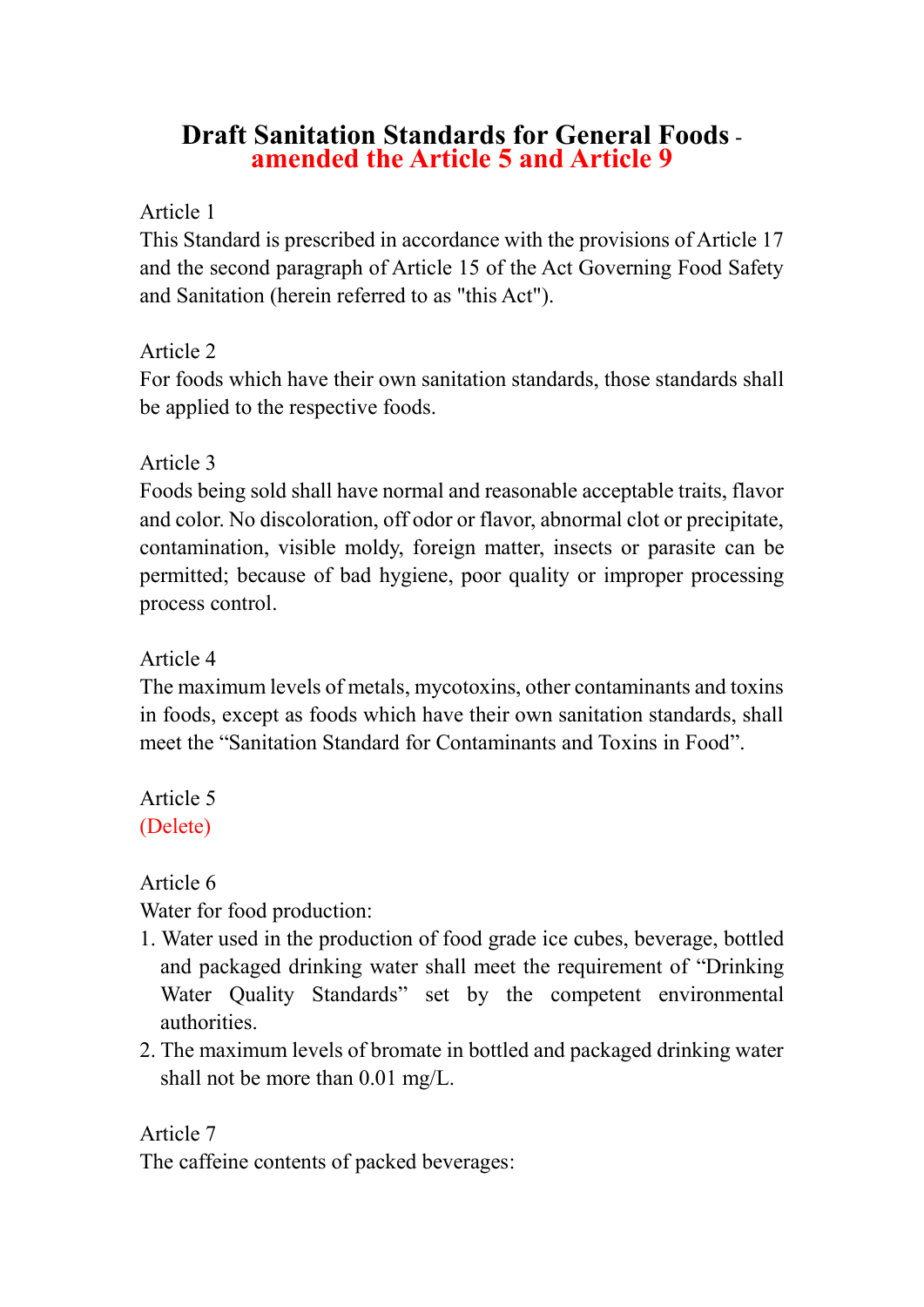# Draft Sanitation Standards for General Foods - amended the Article 5 and Article 9

Article 1

This Standard is prescribed in accordance with the provisions of Article 17 and the second paragraph of Article 15 of the Act Governing Food Safety and Sanitation (herein referred to as "this Act").

Article 2

For foods which have their own sanitation standards, those standards shall be applied to the respective foods.

Article 3

Foods being sold shall have normal and reasonable acceptable traits, flavor and color. No discoloration, off odor or flavor, abnormal clot or precipitate, contamination, visible moldy, foreign matter, insects or parasite can be permitted; because of bad hygiene, poor quality or improper processing process control.

Article 4

The maximum levels of metals, mycotoxins, other contaminants and toxins in foods, except as foods which have their own sanitation standards, shall meet the “Sanitation Standard for Contaminants and Toxins in Food”.

Article 5

(Delete)

Article 6

Water for food production:

1. Water used in the production of food grade ice cubes, beverage, bottled and packaged drinking water shall meet the requirement of “Drinking Water Quality Standards” set by the competent environmental authorities.
2. The maximum levels of bromate in bottled and packaged drinking water shall not be more than 0.01 mg/L.

Article 7

The caffeine contents of packed beverages: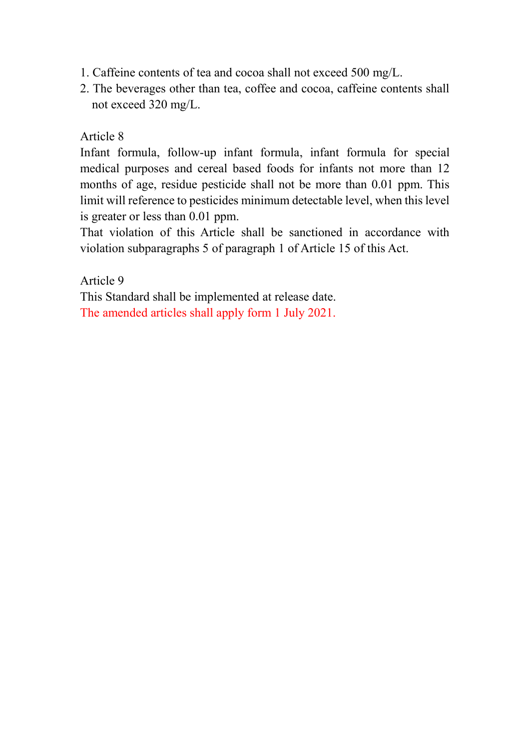1. Caffeine contents of tea and cocoa shall not exceed 500 mg/L.
2. The beverages other than tea, coffee and cocoa, caffeine contents shall not exceed 320 mg/L.

Article 8

Infant formula, follow-up infant formula, infant formula for special medical purposes and cereal based foods for infants not more than 12 months of age, residue pesticide shall not be more than 0.01 ppm. This limit will reference to pesticides minimum detectable level, when this level is greater or less than 0.01 ppm.

That violation of this Article shall be sanctioned in accordance with violation subparagraphs 5 of paragraph 1 of Article 15 of this Act.

Article 9

This Standard shall be implemented at release date.

The amended articles shall apply form 1 July 2021.